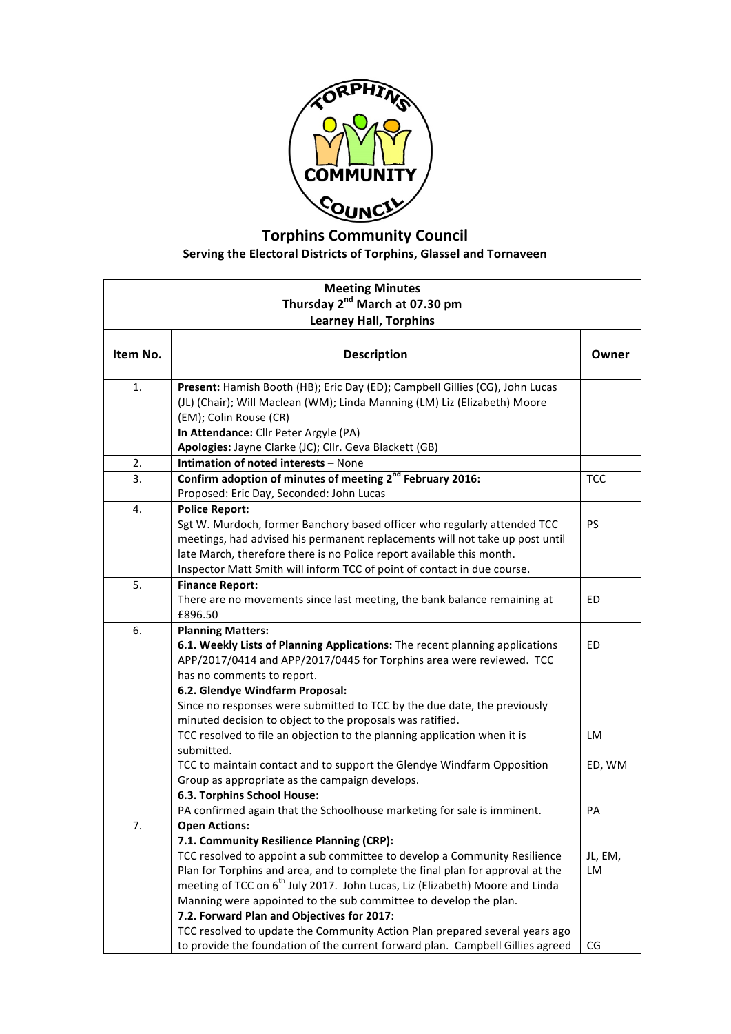# Torphins Community Council

**Serving the Electoral Districts of Torphins, Glassel and Tornaveen**

| **Meeting Minutes**<br>**Thursday 2nd March at 07.30 pm**<br>**Learney Hall, Torphins** | | |
|---|---|---|
| **Item No.** | **Description** | **Owner** |
| 1. | **Present:** Hamish Booth (HB); Eric Day (ED); Campbell Gillies (CG), John Lucas (JL) (Chair); Will Maclean (WM); Linda Manning (LM) Liz (Elizabeth) Moore (EM); Colin Rouse (CR)<br>**In Attendance:** Cllr Peter Argyle (PA)<br>**Apologies:** Jayne Clarke (JC); Cllr. Geva Blackett (GB) | |
| 2. | **Intimation of noted interests** – None | |
| 3. | **Confirm adoption of minutes of meeting 2nd February 2016:**<br>Proposed: Eric Day, Seconded: John Lucas | TCC |
| 4. | **Police Report:**<br>Sgt W. Murdoch, former Banchory based officer who regularly attended TCC meetings, had advised his permanent replacements will not take up post until late March, therefore there is no Police report available this month.<br>Inspector Matt Smith will inform TCC of point of contact in due course. | PS |
| 5. | **Finance Report:**<br>There are no movements since last meeting, the bank balance remaining at £896.50 | ED |
| 6. | **Planning Matters:**<br>**6.1. Weekly Lists of Planning Applications:** The recent planning applications APP/2017/0414 and APP/2017/0445 for Torphins area were reviewed. TCC has no comments to report.<br>**6.2. Glendye Windfarm Proposal:**<br>Since no responses were submitted to TCC by the due date, the previously minuted decision to object to the proposals was ratified.<br>TCC resolved to file an objection to the planning application when it is submitted.<br>TCC to maintain contact and to support the Glendye Windfarm Opposition Group as appropriate as the campaign develops.<br>**6.3. Torphins School House:**<br>PA confirmed again that the Schoolhouse marketing for sale is imminent. | ED<br><br>LM<br><br>ED, WM<br><br>PA |
| 7. | **Open Actions:**<br>**7.1. Community Resilience Planning (CRP):**<br>TCC resolved to appoint a sub committee to develop a Community Resilience Plan for Torphins and area, and to complete the final plan for approval at the meeting of TCC on 6th July 2017. John Lucas, Liz (Elizabeth) Moore and Linda Manning were appointed to the sub committee to develop the plan.<br>**7.2. Forward Plan and Objectives for 2017:**<br>TCC resolved to update the Community Action Plan prepared several years ago to provide the foundation of the current forward plan. Campbell Gillies agreed | JL, EM, LM<br><br>CG |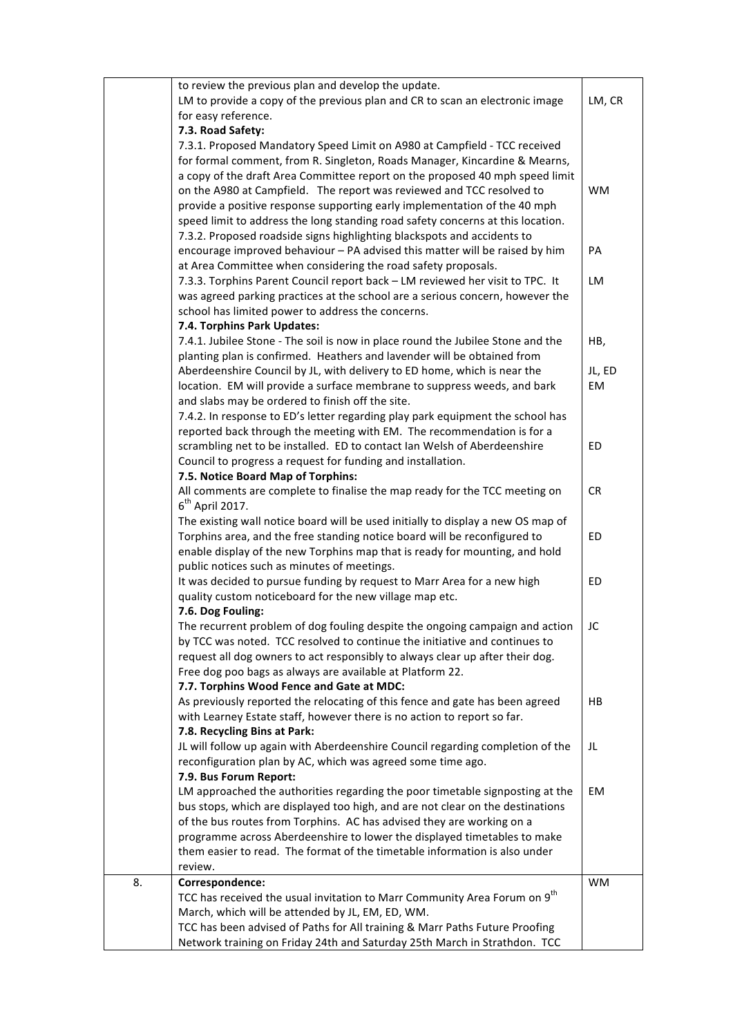| | | |
|---|---|---|
| | to review the previous plan and develop the update.<br>LM to provide a copy of the previous plan and CR to scan an electronic image for easy reference. | LM, CR |
| | **7.3. Road Safety:**<br>7.3.1. Proposed Mandatory Speed Limit on A980 at Campfield - TCC received for formal comment, from R. Singleton, Roads Manager, Kincardine & Mearns, a copy of the draft Area Committee report on the proposed 40 mph speed limit on the A980 at Campfield. The report was reviewed and TCC resolved to provide a positive response supporting early implementation of the 40 mph speed limit to address the long standing road safety concerns at this location. | WM |
| | 7.3.2. Proposed roadside signs highlighting blackspots and accidents to encourage improved behaviour – PA advised this matter will be raised by him at Area Committee when considering the road safety proposals. | PA |
| | 7.3.3. Torphins Parent Council report back – LM reviewed her visit to TPC. It was agreed parking practices at the school are a serious concern, however the school has limited power to address the concerns. | LM |
| | **7.4. Torphins Park Updates:**<br>7.4.1. Jubilee Stone - The soil is now in place round the Jubilee Stone and the planting plan is confirmed. Heathers and lavender will be obtained from Aberdeenshire Council by JL, with delivery to ED home, which is near the location. EM will provide a surface membrane to suppress weeds, and bark and slabs may be ordered to finish off the site. | HB,<br>JL, ED<br>EM |
| | 7.4.2. In response to ED's letter regarding play park equipment the school has reported back through the meeting with EM. The recommendation is for a scrambling net to be installed. ED to contact Ian Welsh of Aberdeenshire Council to progress a request for funding and installation. | ED |
| | **7.5. Notice Board Map of Torphins:**<br>All comments are complete to finalise the map ready for the TCC meeting on 6th April 2017. | CR |
| | The existing wall notice board will be used initially to display a new OS map of Torphins area, and the free standing notice board will be reconfigured to enable display of the new Torphins map that is ready for mounting, and hold public notices such as minutes of meetings. | ED |
| | It was decided to pursue funding by request to Marr Area for a new high quality custom noticeboard for the new village map etc. | ED |
| | **7.6. Dog Fouling:**<br>The recurrent problem of dog fouling despite the ongoing campaign and action by TCC was noted. TCC resolved to continue the initiative and continues to request all dog owners to act responsibly to always clear up after their dog. Free dog poo bags as always are available at Platform 22. | JC |
| | **7.7. Torphins Wood Fence and Gate at MDC:**<br>As previously reported the relocating of this fence and gate has been agreed with Learney Estate staff, however there is no action to report so far. | HB |
| | **7.8. Recycling Bins at Park:**<br>JL will follow up again with Aberdeenshire Council regarding completion of the reconfiguration plan by AC, which was agreed some time ago. | JL |
| | **7.9. Bus Forum Report:**<br>LM approached the authorities regarding the poor timetable signposting at the bus stops, which are displayed too high, and are not clear on the destinations of the bus routes from Torphins. AC has advised they are working on a programme across Aberdeenshire to lower the displayed timetables to make them easier to read. The format of the timetable information is also under review. | EM |
| 8. | **Correspondence:**<br>TCC has received the usual invitation to Marr Community Area Forum on 9th March, which will be attended by JL, EM, ED, WM.<br>TCC has been advised of Paths for All training & Marr Paths Future Proofing Network training on Friday 24th and Saturday 25th March in Strathdon. TCC | WM |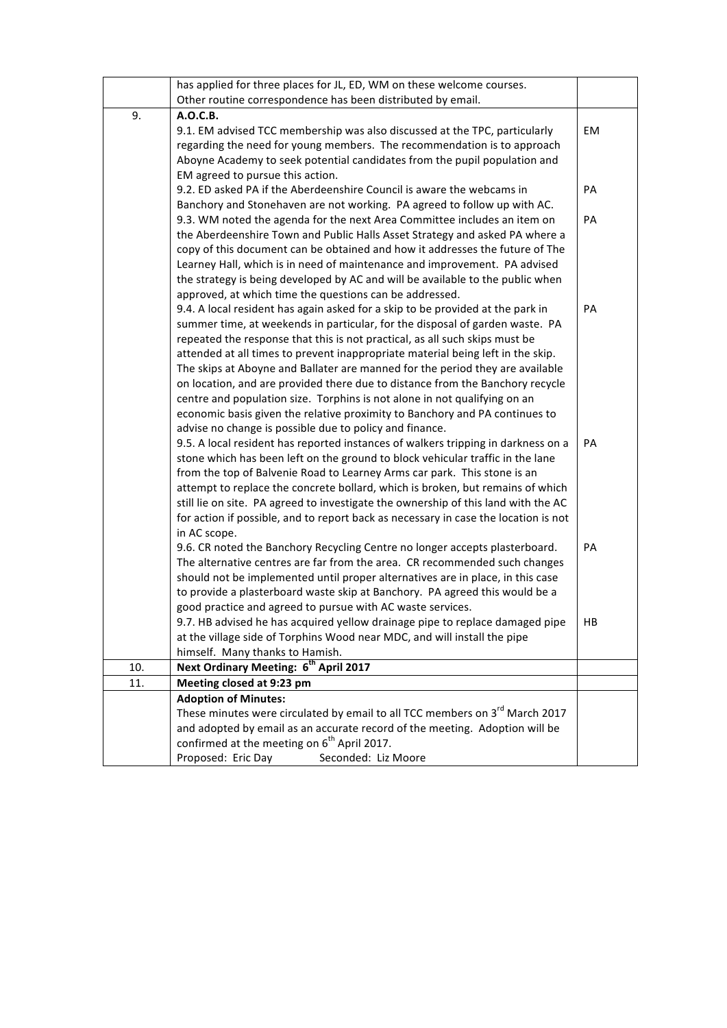| | | |
|---|---|---|
| | has applied for three places for JL, ED, WM on these welcome courses.<br>Other routine correspondence has been distributed by email. | |
| 9. | **A.O.C.B.**<br>9.1. EM advised TCC membership was also discussed at the TPC, particularly regarding the need for young members. The recommendation is to approach Aboyne Academy to seek potential candidates from the pupil population and EM agreed to pursue this action.<br>9.2. ED asked PA if the Aberdeenshire Council is aware the webcams in Banchory and Stonehaven are not working. PA agreed to follow up with AC.<br>9.3. WM noted the agenda for the next Area Committee includes an item on the Aberdeenshire Town and Public Halls Asset Strategy and asked PA where a copy of this document can be obtained and how it addresses the future of The Learney Hall, which is in need of maintenance and improvement. PA advised the strategy is being developed by AC and will be available to the public when approved, at which time the questions can be addressed.<br>9.4. A local resident has again asked for a skip to be provided at the park in summer time, at weekends in particular, for the disposal of garden waste. PA repeated the response that this is not practical, as all such skips must be attended at all times to prevent inappropriate material being left in the skip. The skips at Aboyne and Ballater are manned for the period they are available on location, and are provided there due to distance from the Banchory recycle centre and population size. Torphins is not alone in not qualifying on an economic basis given the relative proximity to Banchory and PA continues to advise no change is possible due to policy and finance.<br>9.5. A local resident has reported instances of walkers tripping in darkness on a stone which has been left on the ground to block vehicular traffic in the lane from the top of Balvenie Road to Learney Arms car park. This stone is an attempt to replace the concrete bollard, which is broken, but remains of which still lie on site. PA agreed to investigate the ownership of this land with the AC for action if possible, and to report back as necessary in case the location is not in AC scope.<br>9.6. CR noted the Banchory Recycling Centre no longer accepts plasterboard. The alternative centres are far from the area. CR recommended such changes should not be implemented until proper alternatives are in place, in this case to provide a plasterboard waste skip at Banchory. PA agreed this would be a good practice and agreed to pursue with AC waste services.<br>9.7. HB advised he has acquired yellow drainage pipe to replace damaged pipe at the village side of Torphins Wood near MDC, and will install the pipe himself. Many thanks to Hamish. | EM<br><br><br><br>PA<br><br>PA<br><br><br><br><br><br>PA<br><br><br><br><br><br><br><br><br>PA<br><br><br><br><br><br><br>PA<br><br><br><br><br>HB |
| 10. | **Next Ordinary Meeting: 6th April 2017** | |
| 11. | **Meeting closed at 9:23 pm** | |
| | **Adoption of Minutes:**<br>These minutes were circulated by email to all TCC members on 3rd March 2017 and adopted by email as an accurate record of the meeting. Adoption will be confirmed at the meeting on 6th April 2017.<br>Proposed: Eric Day Seconded: Liz Moore | |